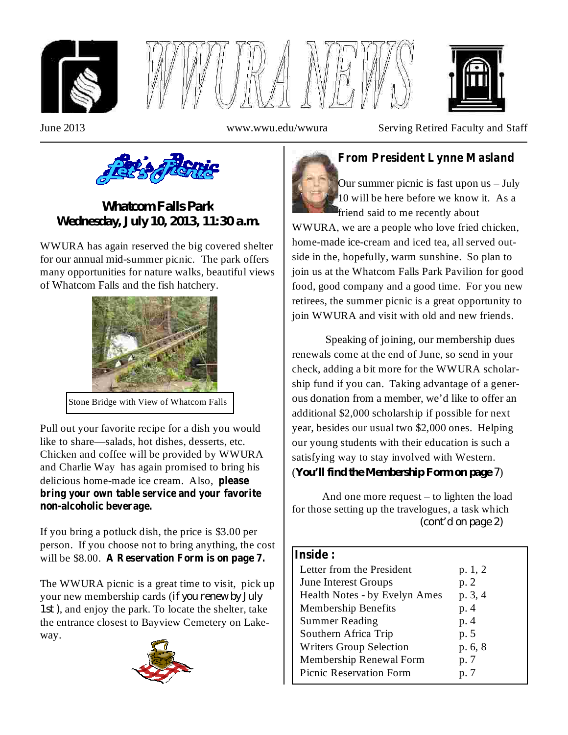# WWURA NEWS

June 2013 www.wwu.edu/wwura Serving Retired Faculty and Staff

## Let's Picnic

### Whatcom Falls Park
### Wednesday, July 10, 2013, 11:30 a.m.

WWURA has again reserved the big covered shelter for our annual mid-summer picnic. The park offers many opportunities for nature walks, beautiful views of Whatcom Falls and the fish hatchery.

Stone Bridge with View of Whatcom Falls

Pull out your favorite recipe for a dish you would like to share—salads, hot dishes, desserts, etc. Chicken and coffee will be provided by WWURA and Charlie Way has again promised to bring his delicious home-made ice cream. Also, **please bring your own table service and your favorite non-alcoholic beverage.**

If you bring a potluck dish, the price is $3.00 per person. If you choose not to bring anything, the cost will be $8.00. **A Reservation Form is on page 7.**

The WWURA picnic is a great time to visit, pick up your new membership cards (*if you renew by July 1st*), and enjoy the park. To locate the shelter, take the entrance closest to Bayview Cemetery on Lakeway.

## From President Lynne Masland

Our summer picnic is fast upon us – July 10 will be here before we know it. As a friend said to me recently about WWURA, we are a people who love fried chicken, home-made ice-cream and iced tea, all served outside in the, hopefully, warm sunshine. So plan to join us at the Whatcom Falls Park Pavilion for good food, good company and a good time. For you new retirees, the summer picnic is a great opportunity to join WWURA and visit with old and new friends.

Speaking of joining, our membership dues renewals come at the end of June, so send in your check, adding a bit more for the WWURA scholarship fund if you can. Taking advantage of a generous donation from a member, we'd like to offer an additional $2,000 scholarship if possible for next year, besides our usual two $2,000 ones. Helping our young students with their education is such a satisfying way to stay involved with Western. (**You'll find the Membership Form on page** 7)

And one more request – to lighten the load for those setting up the travelogues, a task which (cont'd on page 2)

**Inside:**

| | |
|---|---|
| Letter from the President | p. 1, 2 |
| June Interest Groups | p. 2 |
| Health Notes - by Evelyn Ames | p. 3, 4 |
| Membership Benefits | p. 4 |
| Summer Reading | p. 4 |
| Southern Africa Trip | p. 5 |
| Writers Group Selection | p. 6, 8 |
| Membership Renewal Form | p. 7 |
| Picnic Reservation Form | p. 7 |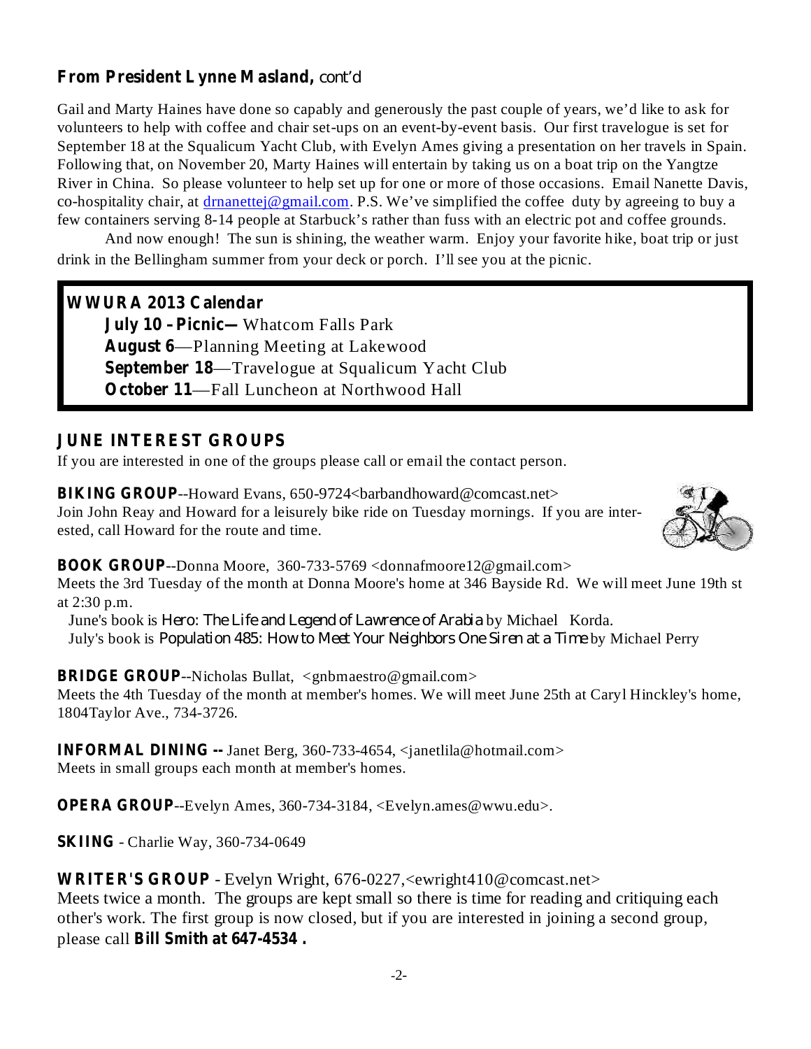## From President Lynne Masland, cont'd

Gail and Marty Haines have done so capably and generously the past couple of years, we'd like to ask for volunteers to help with coffee and chair set-ups on an event-by-event basis. Our first travelogue is set for September 18 at the Squalicum Yacht Club, with Evelyn Ames giving a presentation on her travels in Spain. Following that, on November 20, Marty Haines will entertain by taking us on a boat trip on the Yangtze River in China. So please volunteer to help set up for one or more of those occasions. Email Nanette Davis, co-hospitality chair, at drnanettej@gmail.com. P.S. We've simplified the coffee duty by agreeing to buy a few containers serving 8-14 people at Starbuck's rather than fuss with an electric pot and coffee grounds.

And now enough! The sun is shining, the weather warm. Enjoy your favorite hike, boat trip or just drink in the Bellingham summer from your deck or porch. I'll see you at the picnic.

### WWURA 2013 Calendar

**July 10 – Picnic—** Whatcom Falls Park
**August 6**—Planning Meeting at Lakewood
**September 18**—Travelogue at Squalicum Yacht Club
**October 11**—Fall Luncheon at Northwood Hall

## JUNE INTEREST GROUPS

If you are interested in one of the groups please call or email the contact person.

**BIKING GROUP**--Howard Evans, 650-9724<barbandhoward@comcast.net>
Join John Reay and Howard for a leisurely bike ride on Tuesday mornings. If you are interested, call Howard for the route and time.

**BOOK GROUP**--Donna Moore, 360-733-5769 <donnafmoore12@gmail.com>
Meets the 3rd Tuesday of the month at Donna Moore's home at 346 Bayside Rd. We will meet June 19th st at 2:30 p.m.
June's book is *Hero: The Life and Legend of Lawrence of Arabia* by Michael Korda.
July's book is *Population 485: How to Meet Your Neighbors One Siren at a Time* by Michael Perry

**BRIDGE GROUP**--Nicholas Bullat, <gnbmaestro@gmail.com>
Meets the 4th Tuesday of the month at member's homes. We will meet June 25th at Caryl Hinckley's home, 1804Taylor Ave., 734-3726.

**INFORMAL DINING --** Janet Berg, 360-733-4654, <janetlila@hotmail.com>
Meets in small groups each month at member's homes.

**OPERA GROUP**--Evelyn Ames, 360-734-3184, <Evelyn.ames@wwu.edu>.

**SKIING** - Charlie Way, 360-734-0649

**WRITER'S GROUP** - Evelyn Wright, 676-0227,<ewright410@comcast.net>
Meets twice a month. The groups are kept small so there is time for reading and critiquing each other's work. The first group is now closed, but if you are interested in joining a second group, please call **Bill Smith at 647-4534 .**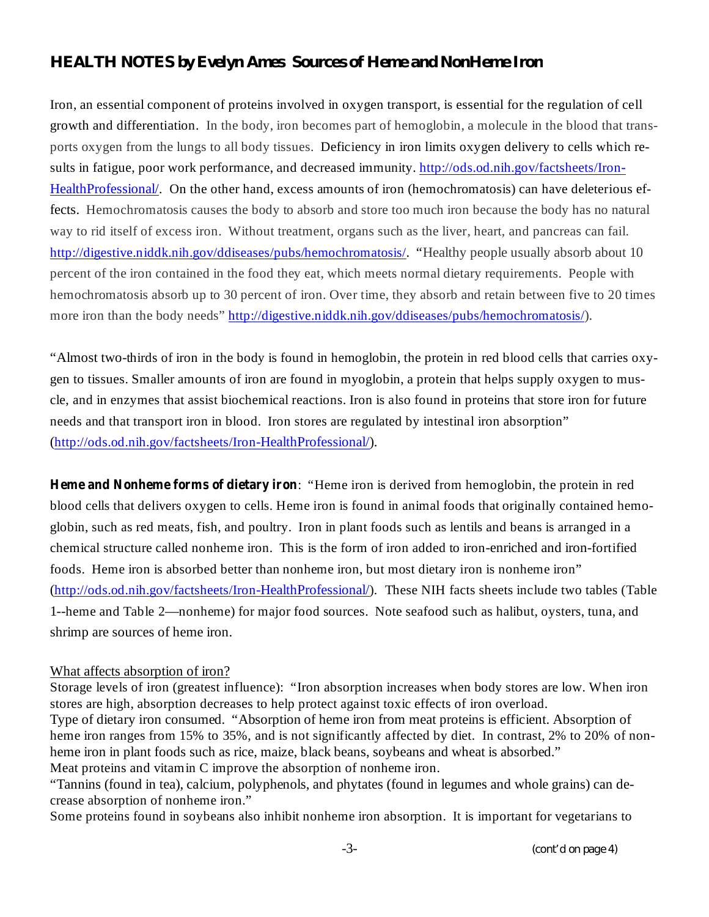## HEALTH NOTES by Evelyn Ames Sources of Heme and NonHeme Iron

Iron, an essential component of proteins involved in oxygen transport, is essential for the regulation of cell growth and differentiation. In the body, iron becomes part of hemoglobin, a molecule in the blood that transports oxygen from the lungs to all body tissues. Deficiency in iron limits oxygen delivery to cells which results in fatigue, poor work performance, and decreased immunity. http://ods.od.nih.gov/factsheets/Iron-HealthProfessional/. On the other hand, excess amounts of iron (hemochromatosis) can have deleterious effects. Hemochromatosis causes the body to absorb and store too much iron because the body has no natural way to rid itself of excess iron. Without treatment, organs such as the liver, heart, and pancreas can fail. http://digestive.niddk.nih.gov/ddiseases/pubs/hemochromatosis/. "Healthy people usually absorb about 10 percent of the iron contained in the food they eat, which meets normal dietary requirements. People with hemochromatosis absorb up to 30 percent of iron. Over time, they absorb and retain between five to 20 times more iron than the body needs" http://digestive.niddk.nih.gov/ddiseases/pubs/hemochromatosis/).

"Almost two-thirds of iron in the body is found in hemoglobin, the protein in red blood cells that carries oxygen to tissues. Smaller amounts of iron are found in myoglobin, a protein that helps supply oxygen to muscle, and in enzymes that assist biochemical reactions. Iron is also found in proteins that store iron for future needs and that transport iron in blood. Iron stores are regulated by intestinal iron absorption" (http://ods.od.nih.gov/factsheets/Iron-HealthProfessional/).

**Heme and Nonheme forms of dietary iron**: "Heme iron is derived from hemoglobin, the protein in red blood cells that delivers oxygen to cells. Heme iron is found in animal foods that originally contained hemoglobin, such as red meats, fish, and poultry. Iron in plant foods such as lentils and beans is arranged in a chemical structure called nonheme iron. This is the form of iron added to iron-enriched and iron-fortified foods. Heme iron is absorbed better than nonheme iron, but most dietary iron is nonheme iron" (http://ods.od.nih.gov/factsheets/Iron-HealthProfessional/). These NIH facts sheets include two tables (Table 1--heme and Table 2—nonheme) for major food sources. Note seafood such as halibut, oysters, tuna, and shrimp are sources of heme iron.

What affects absorption of iron?

Storage levels of iron (greatest influence): "Iron absorption increases when body stores are low. When iron stores are high, absorption decreases to help protect against toxic effects of iron overload.

Type of dietary iron consumed. "Absorption of heme iron from meat proteins is efficient. Absorption of heme iron ranges from 15% to 35%, and is not significantly affected by diet. In contrast, 2% to 20% of nonheme iron in plant foods such as rice, maize, black beans, soybeans and wheat is absorbed."

Meat proteins and vitamin C improve the absorption of nonheme iron.

"Tannins (found in tea), calcium, polyphenols, and phytates (found in legumes and whole grains) can decrease absorption of nonheme iron."

Some proteins found in soybeans also inhibit nonheme iron absorption. It is important for vegetarians to

(cont'd on page 4)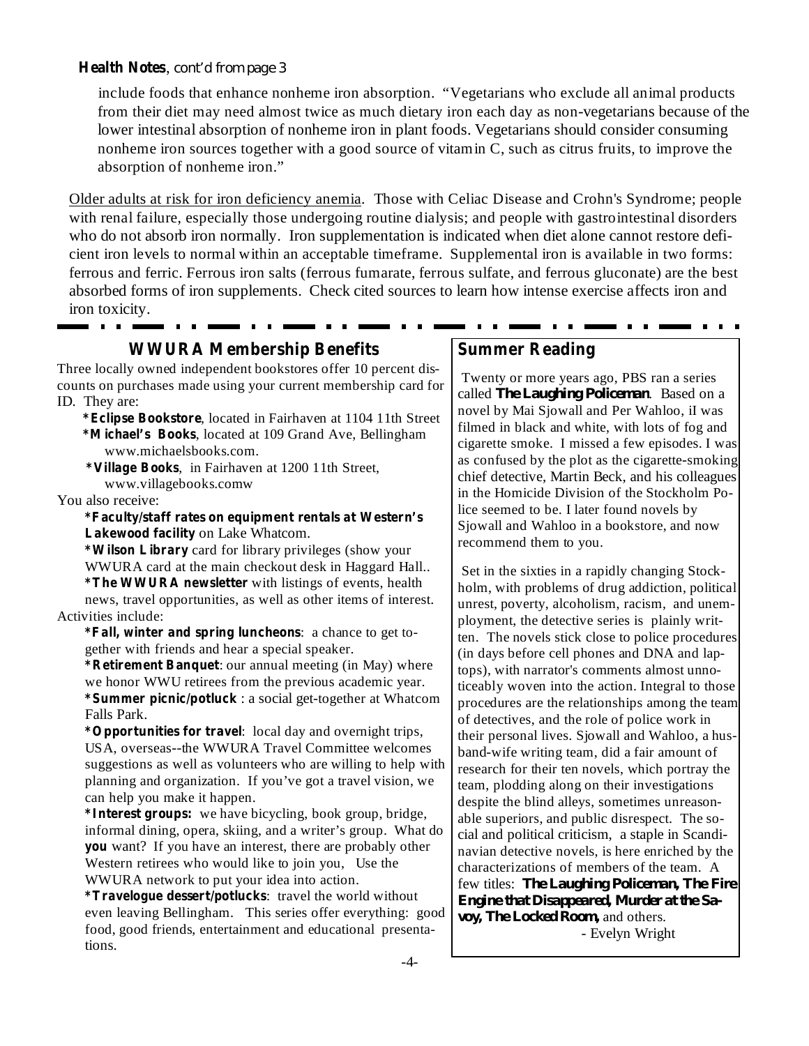**Health Notes**, *cont'd from page 3*

include foods that enhance nonheme iron absorption. "Vegetarians who exclude all animal products from their diet may need almost twice as much dietary iron each day as non-vegetarians because of the lower intestinal absorption of nonheme iron in plant foods. Vegetarians should consider consuming nonheme iron sources together with a good source of vitamin C, such as citrus fruits, to improve the absorption of nonheme iron."

Older adults at risk for iron deficiency anemia. Those with Celiac Disease and Crohn's Syndrome; people with renal failure, especially those undergoing routine dialysis; and people with gastrointestinal disorders who do not absorb iron normally. Iron supplementation is indicated when diet alone cannot restore deficient iron levels to normal within an acceptable timeframe. Supplemental iron is available in two forms: ferrous and ferric. Ferrous iron salts (ferrous fumarate, ferrous sulfate, and ferrous gluconate) are the best absorbed forms of iron supplements. Check cited sources to learn how intense exercise affects iron and iron toxicity.

## WWURA Membership Benefits

Three locally owned independent bookstores offer 10 percent discounts on purchases made using your current membership card for ID. They are:

*__Eclipse Bookstore__, located in Fairhaven at 1104 11th Street
*__Michael's Books__, located at 109 Grand Ave, Bellingham www.michaelsbooks.com.
*__Village Books__, in Fairhaven at 1200 11th Street, www.villagebooks.comw

You also receive:

*__Faculty/staff rates on equipment rentals at Western's Lakewood facility__ on Lake Whatcom.
*__Wilson Library__ card for library privileges (show your WWURA card at the main checkout desk in Haggard Hall..
*__The WWURA newsletter__ with listings of events, health news, travel opportunities, as well as other items of interest.

Activities include:

*__Fall, winter and spring luncheons__: a chance to get together with friends and hear a special speaker.
*__Retirement Banquet__: our annual meeting (in May) where we honor WWU retirees from the previous academic year.
*__Summer picnic/potluck__ : a social get-together at Whatcom Falls Park.
*__Opportunities for travel__: local day and overnight trips, USA, overseas--the WWURA Travel Committee welcomes suggestions as well as volunteers who are willing to help with planning and organization. If you've got a travel vision, we can help you make it happen.
*__Interest groups:__ we have bicycling, book group, bridge, informal dining, opera, skiing, and a writer's group. What do **you** want? If you have an interest, there are probably other Western retirees who would like to join you, Use the WWURA network to put your idea into action.
*__Travelogue dessert/potlucks__: travel the world without even leaving Bellingham. This series offer everything: good food, good friends, entertainment and educational presentations.

## Summer Reading

Twenty or more years ago, PBS ran a series called **The Laughing Policeman**. Based on a novel by Mai Sjowall and Per Wahloo, iI was filmed in black and white, with lots of fog and cigarette smoke. I missed a few episodes. I was as confused by the plot as the cigarette-smoking chief detective, Martin Beck, and his colleagues in the Homicide Division of the Stockholm Police seemed to be. I later found novels by Sjowall and Wahloo in a bookstore, and now recommend them to you.

Set in the sixties in a rapidly changing Stockholm, with problems of drug addiction, political unrest, poverty, alcoholism, racism, and unemployment, the detective series is plainly written. The novels stick close to police procedures (in days before cell phones and DNA and laptops), with narrator's comments almost unnoticeably woven into the action. Integral to those procedures are the relationships among the team of detectives, and the role of police work in their personal lives. Sjowall and Wahloo, a husband-wife writing team, did a fair amount of research for their ten novels, which portray the team, plodding along on their investigations despite the blind alleys, sometimes unreasonable superiors, and public disrespect. The social and political criticism, a staple in Scandinavian detective novels, is here enriched by the characterizations of members of the team. A few titles: **The Laughing Policeman, The Fire Engine that Disappeared, Murder at the Savoy, The Locked Room,** and others.

- Evelyn Wright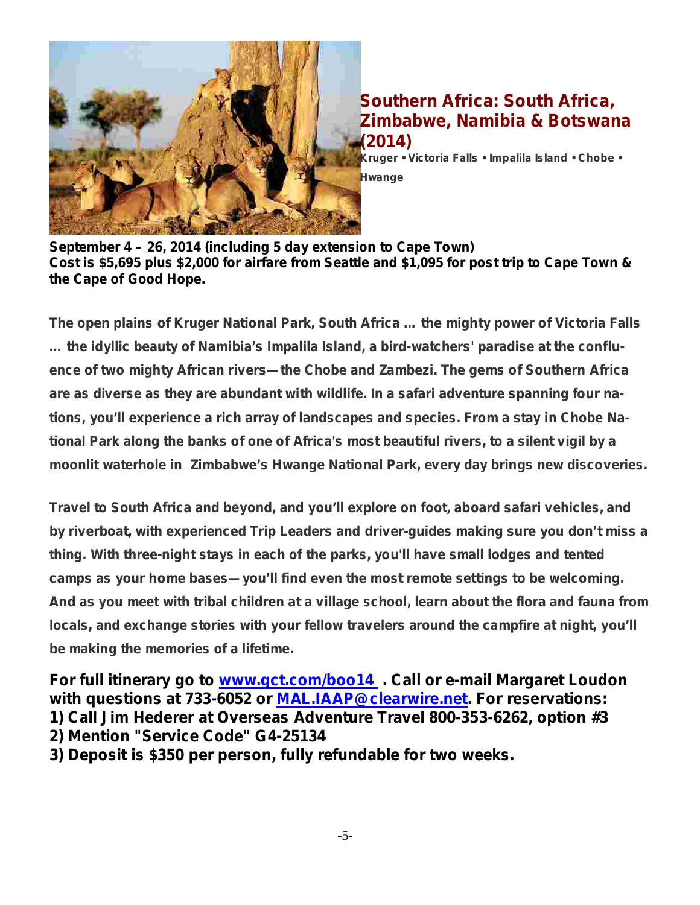## Southern Africa: South Africa, Zimbabwe, Namibia & Botswana (2014)

**Kruger • Victoria Falls • Impalila Island • Chobe • Hwange**

**September 4 – 26, 2014 (including 5 day extension to Cape Town)**
**Cost is $5,695 plus $2,000 for airfare from Seattle and $1,095 for post trip to Cape Town & the Cape of Good Hope.**

The open plains of Kruger National Park, South Africa ... the mighty power of Victoria Falls ... the idyllic beauty of Namibia's Impalila Island, a bird-watchers' paradise at the confluence of two mighty African rivers—the Chobe and Zambezi. The gems of Southern Africa are as diverse as they are abundant with wildlife. In a safari adventure spanning four nations, you'll experience a rich array of landscapes and species. From a stay in Chobe National Park along the banks of one of Africa's most beautiful rivers, to a silent vigil by a moonlit waterhole in Zimbabwe's Hwange National Park, every day brings new discoveries.

Travel to South Africa and beyond, and you'll explore on foot, aboard safari vehicles, and by riverboat, with experienced Trip Leaders and driver-guides making sure you don't miss a thing. With three-night stays in each of the parks, you'll have small lodges and tented camps as your home bases—you'll find even the most remote settings to be welcoming. And as you meet with tribal children at a village school, learn about the flora and fauna from locals, and exchange stories with your fellow travelers around the campfire at night, you'll be making the memories of a lifetime.

**For full itinerary go to [www.gct.com/boo14](http://www.gct.com/boo14) . Call or e-mail Margaret Loudon with questions at 733-6052 or [MAL.IAAP@clearwire.net](mailto:MAL.IAAP@clearwire.net). For reservations:**
**1) Call Jim Hederer at Overseas Adventure Travel 800-353-6262, option #3**
**2) Mention "Service Code" G4-25134**
**3) Deposit is $350 per person, fully refundable for two weeks.**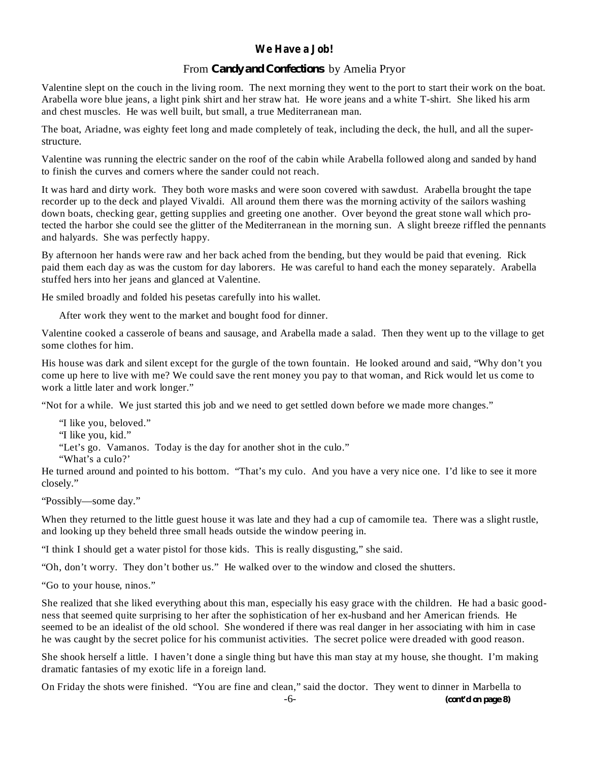**We Have a Job!**

From **Candy and Confections** by Amelia Pryor

Valentine slept on the couch in the living room. The next morning they went to the port to start their work on the boat. Arabella wore blue jeans, a light pink shirt and her straw hat. He wore jeans and a white T-shirt. She liked his arm and chest muscles. He was well built, but small, a true Mediterranean man.

The boat, Ariadne, was eighty feet long and made completely of teak, including the deck, the hull, and all the superstructure.

Valentine was running the electric sander on the roof of the cabin while Arabella followed along and sanded by hand to finish the curves and corners where the sander could not reach.

It was hard and dirty work. They both wore masks and were soon covered with sawdust. Arabella brought the tape recorder up to the deck and played Vivaldi. All around them there was the morning activity of the sailors washing down boats, checking gear, getting supplies and greeting one another. Over beyond the great stone wall which protected the harbor she could see the glitter of the Mediterranean in the morning sun. A slight breeze riffled the pennants and halyards. She was perfectly happy.

By afternoon her hands were raw and her back ached from the bending, but they would be paid that evening. Rick paid them each day as was the custom for day laborers. He was careful to hand each the money separately. Arabella stuffed hers into her jeans and glanced at Valentine.

He smiled broadly and folded his pesetas carefully into his wallet.

After work they went to the market and bought food for dinner.

Valentine cooked a casserole of beans and sausage, and Arabella made a salad. Then they went up to the village to get some clothes for him.

His house was dark and silent except for the gurgle of the town fountain. He looked around and said, "Why don't you come up here to live with me? We could save the rent money you pay to that woman, and Rick would let us come to work a little later and work longer."

"Not for a while. We just started this job and we need to get settled down before we made more changes."

"I like you, beloved."
"I like you, kid."
"Let's go. Vamanos. Today is the day for another shot in the culo."
"What's a culo?'

He turned around and pointed to his bottom. "That's my culo. And you have a very nice one. I'd like to see it more closely."

"Possibly—some day."

When they returned to the little guest house it was late and they had a cup of camomile tea. There was a slight rustle, and looking up they beheld three small heads outside the window peering in.

"I think I should get a water pistol for those kids. This is really disgusting," she said.

"Oh, don't worry. They don't bother us." He walked over to the window and closed the shutters.

"Go to your house, ninos."

She realized that she liked everything about this man, especially his easy grace with the children. He had a basic goodness that seemed quite surprising to her after the sophistication of her ex-husband and her American friends. He seemed to be an idealist of the old school. She wondered if there was real danger in her associating with him in case he was caught by the secret police for his communist activities. The secret police were dreaded with good reason.

She shook herself a little. I haven't done a single thing but have this man stay at my house, she thought. I'm making dramatic fantasies of my exotic life in a foreign land.

On Friday the shots were finished. "You are fine and clean," said the doctor. They went to dinner in Marbella to

**(cont'd on page 8)**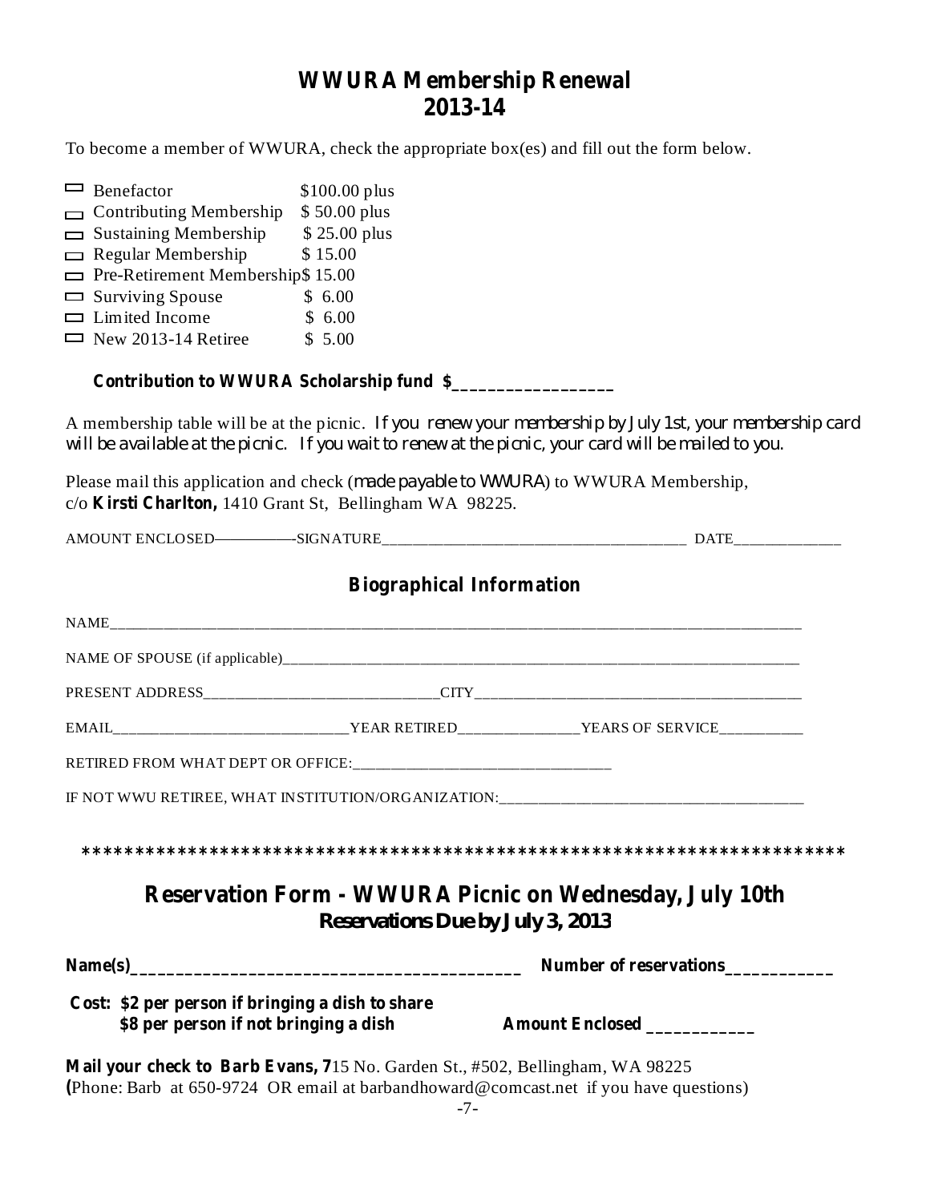# WWURA Membership Renewal 2013-14

To become a member of WWURA, check the appropriate box(es) and fill out the form below.

- ☐ Benefactor $100.00 plus
- ☐ Contributing Membership $ 50.00 plus
- ☐ Sustaining Membership $ 25.00 plus
- ☐ Regular Membership $ 15.00
- ☐ Pre-Retirement Membership $ 15.00
- ☐ Surviving Spouse $ 6.00
- ☐ Limited Income $ 6.00
- ☐ New 2013-14 Retiree $ 5.00

**Contribution to WWURA Scholarship fund $__________________**

A membership table will be at the picnic. *If you renew your membership by July 1st, your membership card will be available at the picnic. If you wait to renew at the picnic, your card will be mailed to you.*

Please mail this application and check (*made payable to WWURA*) to WWURA Membership, c/o **Kirsti Charlton,** 1410 Grant St, Bellingham WA 98225.

AMOUNT ENCLOSED—————-SIGNATURE_______________________________________ DATE______________

## Biographical Information

NAME_______________________________________________________________________________________

NAME OF SPOUSE (if applicable)______________________________________________________________________

PRESENT ADDRESS________________________________CITY_____________________________________________

EMAIL_______________________________YEAR RETIRED________________YEARS OF SERVICE___________

RETIRED FROM WHAT DEPT OR OFFICE:_________________________________

IF NOT WWU RETIREE, WHAT INSTITUTION/ORGANIZATION:_______________________________________

***************************************************************************

## Reservation Form - WWURA Picnic on Wednesday, July 10th

**Reservations Due by July 3, 2013**

**Name(s)____________________________________________ Number of reservations____________**

**Cost: $2 per person if bringing a dish to share**
**$8 per person if not bringing a dish Amount Enclosed ____________**

**Mail your check to Barb Evans, 7**15 No. Garden St., #502, Bellingham, WA 98225
**(**Phone: Barb at 650-9724 OR email at barbandhoward@comcast.net if you have questions)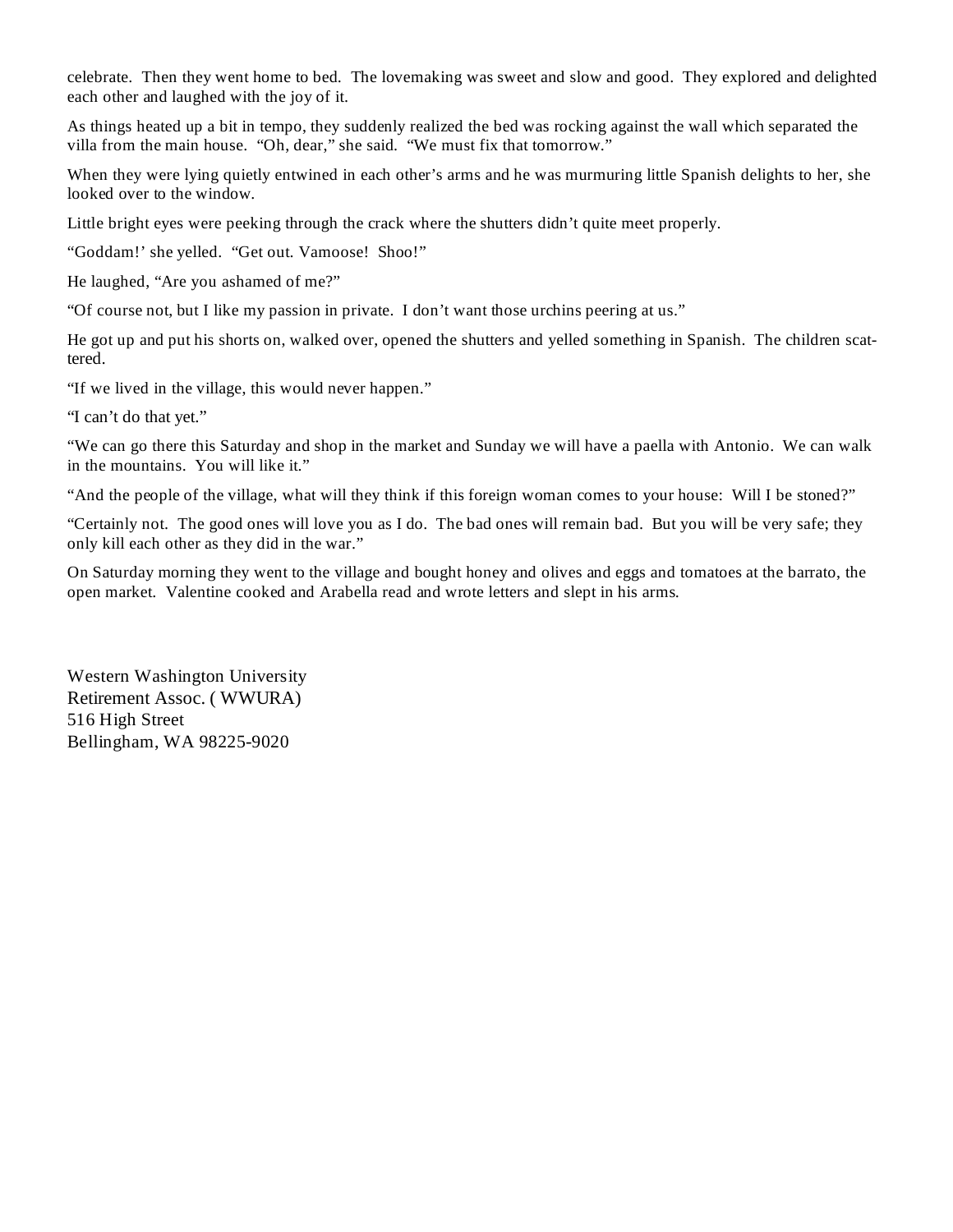celebrate. Then they went home to bed. The lovemaking was sweet and slow and good. They explored and delighted each other and laughed with the joy of it.

As things heated up a bit in tempo, they suddenly realized the bed was rocking against the wall which separated the villa from the main house. "Oh, dear," she said. "We must fix that tomorrow."

When they were lying quietly entwined in each other's arms and he was murmuring little Spanish delights to her, she looked over to the window.

Little bright eyes were peeking through the crack where the shutters didn't quite meet properly.

"Goddam!' she yelled. "Get out. Vamoose! Shoo!"

He laughed, "Are you ashamed of me?"

"Of course not, but I like my passion in private. I don't want those urchins peering at us."

He got up and put his shorts on, walked over, opened the shutters and yelled something in Spanish. The children scattered.

"If we lived in the village, this would never happen."

"I can't do that yet."

"We can go there this Saturday and shop in the market and Sunday we will have a paella with Antonio. We can walk in the mountains. You will like it."

"And the people of the village, what will they think if this foreign woman comes to your house: Will I be stoned?"

"Certainly not. The good ones will love you as I do. The bad ones will remain bad. But you will be very safe; they only kill each other as they did in the war."

On Saturday morning they went to the village and bought honey and olives and eggs and tomatoes at the barrato, the open market. Valentine cooked and Arabella read and wrote letters and slept in his arms.

Western Washington University  
Retirement Assoc. ( WWURA)  
516 High Street  
Bellingham, WA 98225-9020